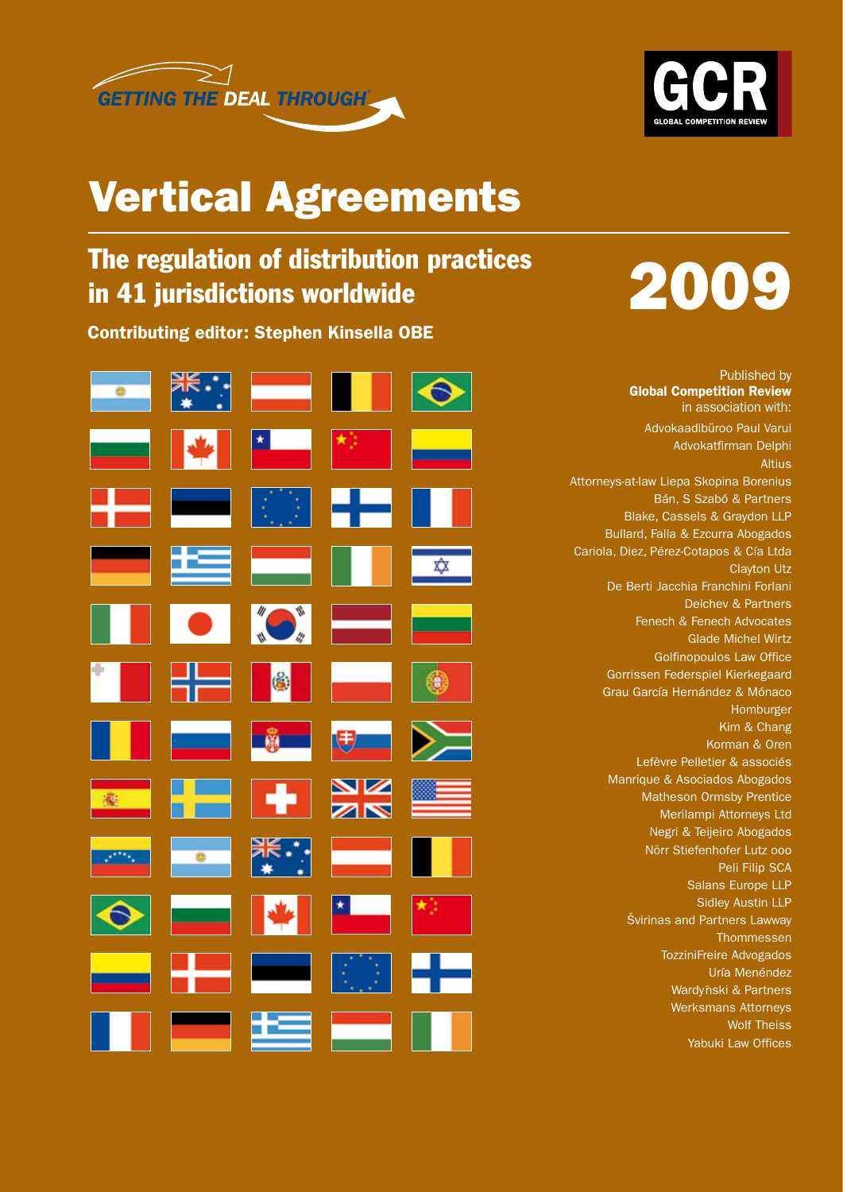GETTING THE DEAL THROUGH

GCR GLOBAL COMPETITION REVIEW

# Vertical Agreements

## The regulation of distribution practices in 41 jurisdictions worldwide

# 2009

**Contributing editor: Stephen Kinsella OBE**

Published by
**Global Competition Review**
in association with:

Advokaadibüroo Paul Varul
Advokatfirman Delphi
Altius
Attorneys-at-law Liepa Skopina Borenius
Bán, S Szabó & Partners
Blake, Cassels & Graydon LLP
Bullard, Falla & Ezcurra Abogados
Cariola, Diez, Pérez-Cotapos & Cía Ltda
Clayton Utz
De Berti Jacchia Franchini Forlani
Delchev & Partners
Fenech & Fenech Advocates
Glade Michel Wirtz
Golfinopoulos Law Office
Gorrissen Federspiel Kierkegaard
Grau García Hernández & Mónaco
Homburger
Kim & Chang
Korman & Oren
Lefèvre Pelletier & associés
Manrique & Asociados Abogados
Matheson Ormsby Prentice
Merilampi Attorneys Ltd
Negri & Teijeiro Abogados
Nörr Stiefenhofer Lutz ooo
Peli Filip SCA
Salans Europe LLP
Sidley Austin LLP
Švirinas and Partners Lawway
Thommessen
TozziniFreire Advogados
Uría Menéndez
Wardyński & Partners
Werksmans Attorneys
Wolf Theiss
Yabuki Law Offices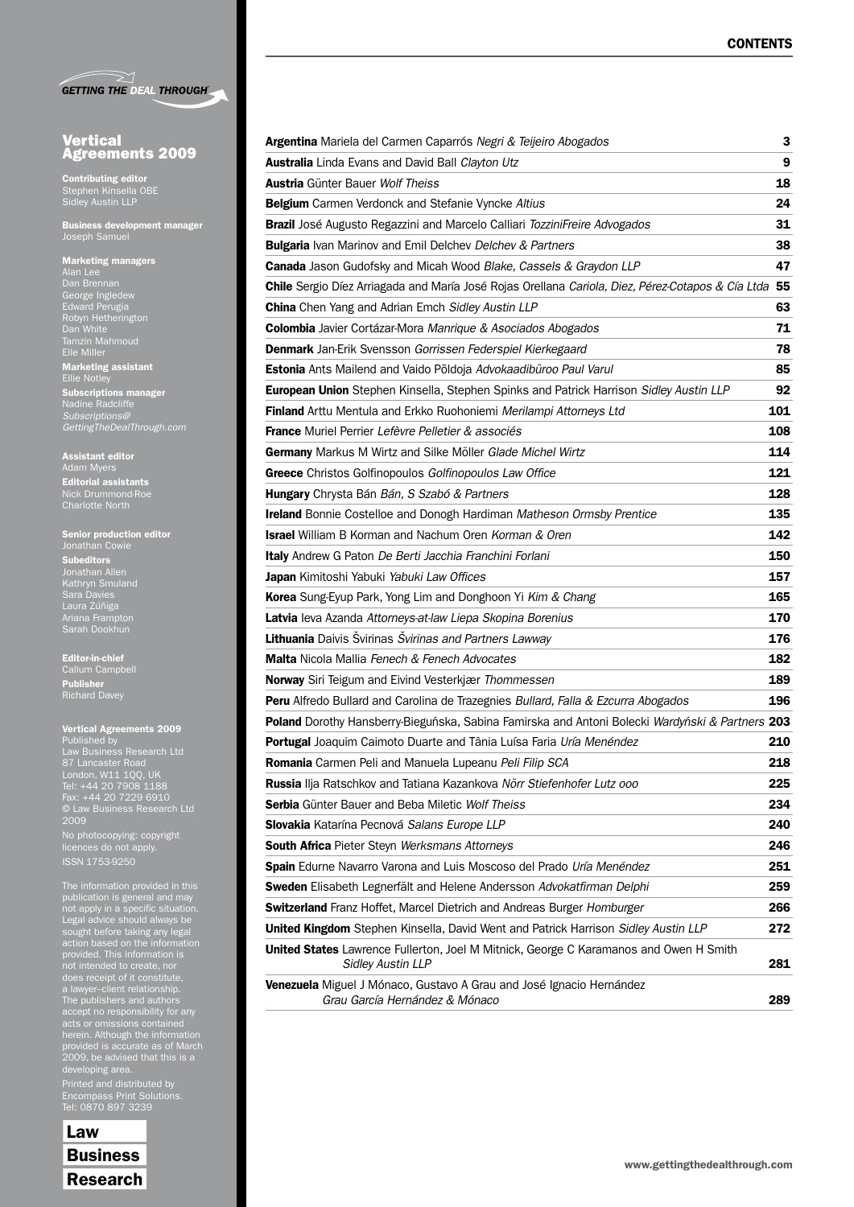# CONTENTS

*GETTING THE DEAL THROUGH*

## Vertical Agreements 2009

**Contributing editor**
Stephen Kinsella OBE
Sidley Austin LLP

**Business development manager**
Joseph Samuel

**Marketing managers**
Alan Lee
Dan Brennan
George Ingledew
Edward Perugia
Robyn Hetherington
Dan White
Tamzin Mahmoud
Elle Miller

**Marketing assistant**
Ellie Notley

**Subscriptions manager**
Nadine Radcliffe
*Subscriptions@GettingTheDealThrough.com*

**Assistant editor**
Adam Myers

**Editorial assistants**
Nick Drummond-Roe
Charlotte North

**Senior production editor**
Jonathan Cowie

**Subeditors**
Jonathan Allen
Kathryn Smuland
Sara Davies
Laura Zúñiga
Ariana Frampton
Sarah Dookhun

**Editor-in-chief**
Callum Campbell

**Publisher**
Richard Davey

**Vertical Agreements 2009**
Published by
Law Business Research Ltd
87 Lancaster Road
London, W11 1QQ, UK
Tel: +44 20 7908 1188
Fax: +44 20 7229 6910
© Law Business Research Ltd 2009

No photocopying: copyright licences do not apply.
ISSN 1753-9250

The information provided in this publication is general and may not apply in a specific situation. Legal advice should always be sought before taking any legal action based on the information provided. This information is not intended to create, nor does receipt of it constitute, a lawyer–client relationship. The publishers and authors accept no responsibility for any acts or omissions contained herein. Although the information provided is accurate as of March 2009, be advised that this is a developing area.

Printed and distributed by
Encompass Print Solutions.
Tel: 0870 897 3239

Law
Business
Research

| | |
|---|---|
| **Argentina** Mariela del Carmen Caparrós *Negri & Teijeiro Abogados* | 3 |
| **Australia** Linda Evans and David Ball *Clayton Utz* | 9 |
| **Austria** Günter Bauer *Wolf Theiss* | 18 |
| **Belgium** Carmen Verdonck and Stefanie Vyncke *Altius* | 24 |
| **Brazil** José Augusto Regazzini and Marcelo Calliari *TozziniFreire Advogados* | 31 |
| **Bulgaria** Ivan Marinov and Emil Delchev *Delchev & Partners* | 38 |
| **Canada** Jason Gudofsky and Micah Wood *Blake, Cassels & Graydon LLP* | 47 |
| **Chile** Sergio Díez Arriagada and María José Rojas Orellana *Cariola, Diez, Pérez-Cotapos & Cía Ltda* | 55 |
| **China** Chen Yang and Adrian Emch *Sidley Austin LLP* | 63 |
| **Colombia** Javier Cortázar-Mora *Manrique & Asociados Abogados* | 71 |
| **Denmark** Jan-Erik Svensson *Gorrissen Federspiel Kierkegaard* | 78 |
| **Estonia** Ants Mailend and Vaido Põldoja *Advokaadibüroo Paul Varul* | 85 |
| **European Union** Stephen Kinsella, Stephen Spinks and Patrick Harrison *Sidley Austin LLP* | 92 |
| **Finland** Arttu Mentula and Erkko Ruohoniemi *Merilampi Attorneys Ltd* | 101 |
| **France** Muriel Perrier *Lefèvre Pelletier & associés* | 108 |
| **Germany** Markus M Wirtz and Silke Möller *Glade Michel Wirtz* | 114 |
| **Greece** Christos Golfinopoulos *Golfinopoulos Law Office* | 121 |
| **Hungary** Chrysta Bán *Bán, S Szabó & Partners* | 128 |
| **Ireland** Bonnie Costelloe and Donogh Hardiman *Matheson Ormsby Prentice* | 135 |
| **Israel** William B Korman and Nachum Oren *Korman & Oren* | 142 |
| **Italy** Andrew G Paton *De Berti Jacchia Franchini Forlani* | 150 |
| **Japan** Kimitoshi Yabuki *Yabuki Law Offices* | 157 |
| **Korea** Sung-Eyup Park, Yong Lim and Donghoon Yi *Kim & Chang* | 165 |
| **Latvia** Ieva Azanda *Attorneys-at-law Liepa Skopina Borenius* | 170 |
| **Lithuania** Daivis Švirinas *Švirinas and Partners Lawway* | 176 |
| **Malta** Nicola Mallia *Fenech & Fenech Advocates* | 182 |
| **Norway** Siri Teigum and Eivind Vesterkjær *Thommessen* | 189 |
| **Peru** Alfredo Bullard and Carolina de Trazegnies *Bullard, Falla & Ezcurra Abogados* | 196 |
| **Poland** Dorothy Hansberry-Bieguńska, Sabina Famirska and Antoni Bolecki *Wardyński & Partners* | 203 |
| **Portugal** Joaquim Caimoto Duarte and Tânia Luísa Faria *Uría Menéndez* | 210 |
| **Romania** Carmen Peli and Manuela Lupeanu *Peli Filip SCA* | 218 |
| **Russia** Ilja Ratschkov and Tatiana Kazankova *Nörr Stiefenhofer Lutz ooo* | 225 |
| **Serbia** Günter Bauer and Beba Miletic *Wolf Theiss* | 234 |
| **Slovakia** Katarína Pecnová *Salans Europe LLP* | 240 |
| **South Africa** Pieter Steyn *Werksmans Attorneys* | 246 |
| **Spain** Edurne Navarro Varona and Luis Moscoso del Prado *Uría Menéndez* | 251 |
| **Sweden** Elisabeth Legnerfält and Helene Andersson *Advokatfirman Delphi* | 259 |
| **Switzerland** Franz Hoffet, Marcel Dietrich and Andreas Burger *Homburger* | 266 |
| **United Kingdom** Stephen Kinsella, David Went and Patrick Harrison *Sidley Austin LLP* | 272 |
| **United States** Lawrence Fullerton, Joel M Mitnick, George C Karamanos and Owen H Smith *Sidley Austin LLP* | 281 |
| **Venezuela** Miguel J Mónaco, Gustavo A Grau and José Ignacio Hernández *Grau García Hernández & Mónaco* | 289 |

www.gettingthedealthrough.com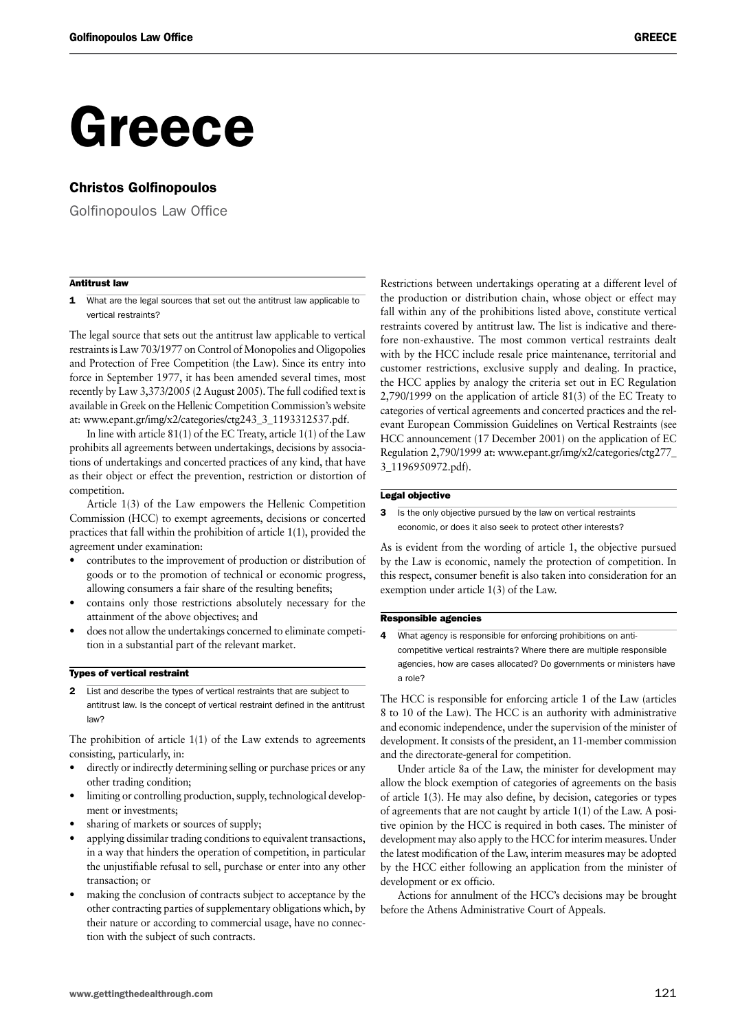# Greece

## Christos Golfinopoulos

Golfinopoulos Law Office

### Antitrust law

**1** What are the legal sources that set out the antitrust law applicable to vertical restraints?

The legal source that sets out the antitrust law applicable to vertical restraints is Law 703/1977 on Control of Monopolies and Oligopolies and Protection of Free Competition (the Law). Since its entry into force in September 1977, it has been amended several times, most recently by Law 3,373/2005 (2 August 2005). The full codified text is available in Greek on the Hellenic Competition Commission's website at: www.epant.gr/img/x2/categories/ctg243_3_1193312537.pdf.

In line with article 81(1) of the EC Treaty, article 1(1) of the Law prohibits all agreements between undertakings, decisions by associations of undertakings and concerted practices of any kind, that have as their object or effect the prevention, restriction or distortion of competition.

Article 1(3) of the Law empowers the Hellenic Competition Commission (HCC) to exempt agreements, decisions or concerted practices that fall within the prohibition of article 1(1), provided the agreement under examination:

- contributes to the improvement of production or distribution of goods or to the promotion of technical or economic progress, allowing consumers a fair share of the resulting benefits;
- contains only those restrictions absolutely necessary for the attainment of the above objectives; and
- does not allow the undertakings concerned to eliminate competition in a substantial part of the relevant market.

### Types of vertical restraint

**2** List and describe the types of vertical restraints that are subject to antitrust law. Is the concept of vertical restraint defined in the antitrust law?

The prohibition of article 1(1) of the Law extends to agreements consisting, particularly, in:

- directly or indirectly determining selling or purchase prices or any other trading condition;
- limiting or controlling production, supply, technological development or investments;
- sharing of markets or sources of supply;
- applying dissimilar trading conditions to equivalent transactions, in a way that hinders the operation of competition, in particular the unjustifiable refusal to sell, purchase or enter into any other transaction; or
- making the conclusion of contracts subject to acceptance by the other contracting parties of supplementary obligations which, by their nature or according to commercial usage, have no connection with the subject of such contracts.

Restrictions between undertakings operating at a different level of the production or distribution chain, whose object or effect may fall within any of the prohibitions listed above, constitute vertical restraints covered by antitrust law. The list is indicative and therefore non-exhaustive. The most common vertical restraints dealt with by the HCC include resale price maintenance, territorial and customer restrictions, exclusive supply and dealing. In practice, the HCC applies by analogy the criteria set out in EC Regulation 2,790/1999 on the application of article 81(3) of the EC Treaty to categories of vertical agreements and concerted practices and the relevant European Commission Guidelines on Vertical Restraints (see HCC announcement (17 December 2001) on the application of EC Regulation 2,790/1999 at: www.epant.gr/img/x2/categories/ctg277_3_1196950972.pdf).

### Legal objective

**3** Is the only objective pursued by the law on vertical restraints economic, or does it also seek to protect other interests?

As is evident from the wording of article 1, the objective pursued by the Law is economic, namely the protection of competition. In this respect, consumer benefit is also taken into consideration for an exemption under article 1(3) of the Law.

### Responsible agencies

**4** What agency is responsible for enforcing prohibitions on anti-competitive vertical restraints? Where there are multiple responsible agencies, how are cases allocated? Do governments or ministers have a role?

The HCC is responsible for enforcing article 1 of the Law (articles 8 to 10 of the Law). The HCC is an authority with administrative and economic independence, under the supervision of the minister of development. It consists of the president, an 11-member commission and the directorate-general for competition.

Under article 8a of the Law, the minister for development may allow the block exemption of categories of agreements on the basis of article 1(3). He may also define, by decision, categories or types of agreements that are not caught by article 1(1) of the Law. A positive opinion by the HCC is required in both cases. The minister of development may also apply to the HCC for interim measures. Under the latest modification of the Law, interim measures may be adopted by the HCC either following an application from the minister of development or ex officio.

Actions for annulment of the HCC's decisions may be brought before the Athens Administrative Court of Appeals.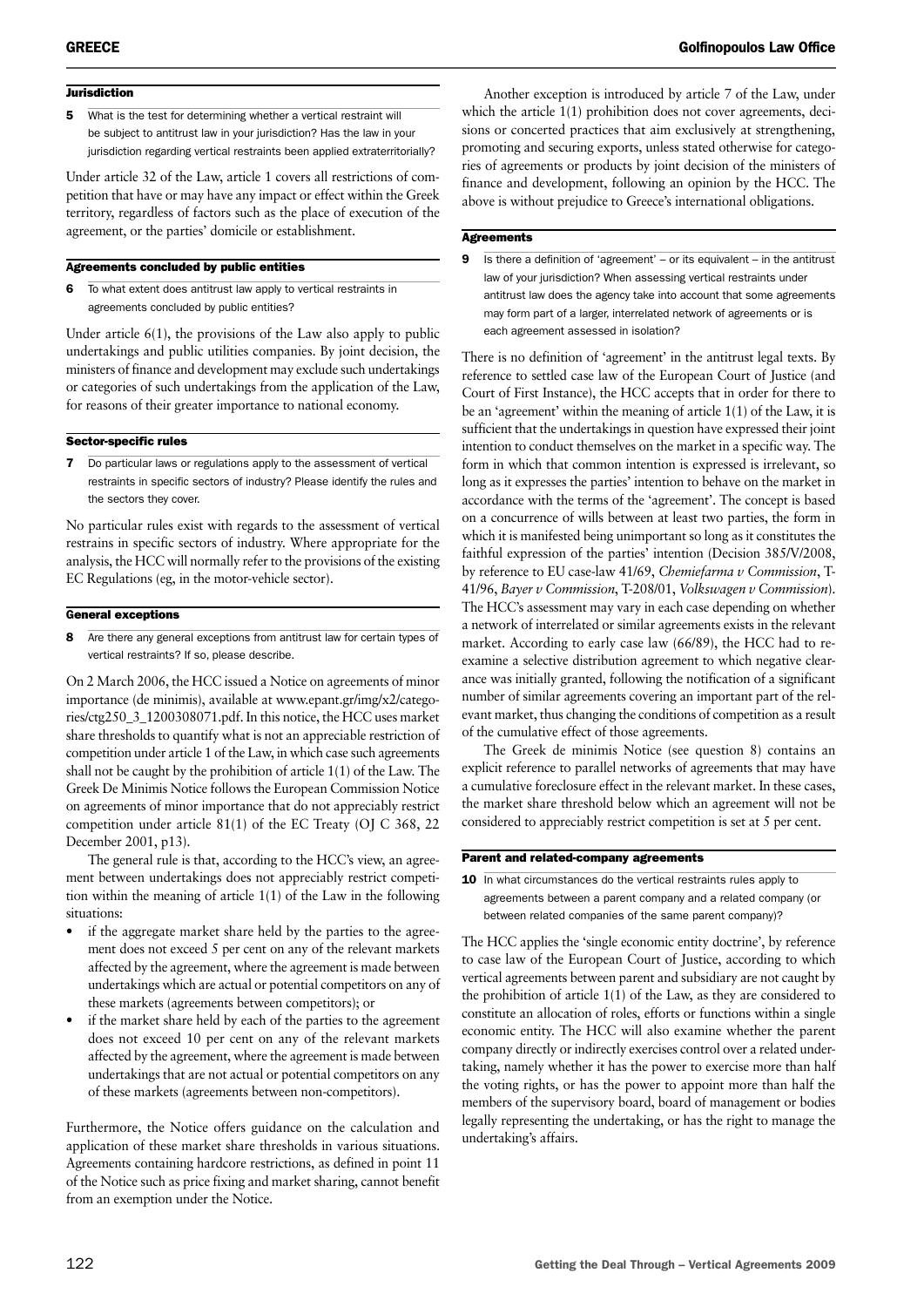### Jurisdiction

**5** What is the test for determining whether a vertical restraint will be subject to antitrust law in your jurisdiction? Has the law in your jurisdiction regarding vertical restraints been applied extraterritorially?

Under article 32 of the Law, article 1 covers all restrictions of competition that have or may have any impact or effect within the Greek territory, regardless of factors such as the place of execution of the agreement, or the parties' domicile or establishment.

### Agreements concluded by public entities

**6** To what extent does antitrust law apply to vertical restraints in agreements concluded by public entities?

Under article 6(1), the provisions of the Law also apply to public undertakings and public utilities companies. By joint decision, the ministers of finance and development may exclude such undertakings or categories of such undertakings from the application of the Law, for reasons of their greater importance to national economy.

### Sector-specific rules

**7** Do particular laws or regulations apply to the assessment of vertical restraints in specific sectors of industry? Please identify the rules and the sectors they cover.

No particular rules exist with regards to the assessment of vertical restrains in specific sectors of industry. Where appropriate for the analysis, the HCC will normally refer to the provisions of the existing EC Regulations (eg, in the motor-vehicle sector).

### General exceptions

**8** Are there any general exceptions from antitrust law for certain types of vertical restraints? If so, please describe.

On 2 March 2006, the HCC issued a Notice on agreements of minor importance (de minimis), available at www.epant.gr/img/x2/categories/ctg250_3_1200308071.pdf. In this notice, the HCC uses market share thresholds to quantify what is not an appreciable restriction of competition under article 1 of the Law, in which case such agreements shall not be caught by the prohibition of article 1(1) of the Law. The Greek De Minimis Notice follows the European Commission Notice on agreements of minor importance that do not appreciably restrict competition under article 81(1) of the EC Treaty (OJ C 368, 22 December 2001, p13).

The general rule is that, according to the HCC's view, an agreement between undertakings does not appreciably restrict competition within the meaning of article 1(1) of the Law in the following situations:

- if the aggregate market share held by the parties to the agreement does not exceed 5 per cent on any of the relevant markets affected by the agreement, where the agreement is made between undertakings which are actual or potential competitors on any of these markets (agreements between competitors); or
- if the market share held by each of the parties to the agreement does not exceed 10 per cent on any of the relevant markets affected by the agreement, where the agreement is made between undertakings that are not actual or potential competitors on any of these markets (agreements between non-competitors).

Furthermore, the Notice offers guidance on the calculation and application of these market share thresholds in various situations. Agreements containing hardcore restrictions, as defined in point 11 of the Notice such as price fixing and market sharing, cannot benefit from an exemption under the Notice.

Another exception is introduced by article 7 of the Law, under which the article 1(1) prohibition does not cover agreements, decisions or concerted practices that aim exclusively at strengthening, promoting and securing exports, unless stated otherwise for categories of agreements or products by joint decision of the ministers of finance and development, following an opinion by the HCC. The above is without prejudice to Greece's international obligations.

### Agreements

**9** Is there a definition of 'agreement' – or its equivalent – in the antitrust law of your jurisdiction? When assessing vertical restraints under antitrust law does the agency take into account that some agreements may form part of a larger, interrelated network of agreements or is each agreement assessed in isolation?

There is no definition of 'agreement' in the antitrust legal texts. By reference to settled case law of the European Court of Justice (and Court of First Instance), the HCC accepts that in order for there to be an 'agreement' within the meaning of article 1(1) of the Law, it is sufficient that the undertakings in question have expressed their joint intention to conduct themselves on the market in a specific way. The form in which that common intention is expressed is irrelevant, so long as it expresses the parties' intention to behave on the market in accordance with the terms of the 'agreement'. The concept is based on a concurrence of wills between at least two parties, the form in which it is manifested being unimportant so long as it constitutes the faithful expression of the parties' intention (Decision 385/V/2008, by reference to EU case-law 41/69, *Chemiefarma v Commission*, T-41/96, *Bayer v Commission*, T-208/01, *Volkswagen v Commission*). The HCC's assessment may vary in each case depending on whether a network of interrelated or similar agreements exists in the relevant market. According to early case law (66/89), the HCC had to re-examine a selective distribution agreement to which negative clearance was initially granted, following the notification of a significant number of similar agreements covering an important part of the relevant market, thus changing the conditions of competition as a result of the cumulative effect of those agreements.

The Greek de minimis Notice (see question 8) contains an explicit reference to parallel networks of agreements that may have a cumulative foreclosure effect in the relevant market. In these cases, the market share threshold below which an agreement will not be considered to appreciably restrict competition is set at 5 per cent.

### Parent and related-company agreements

**10** In what circumstances do the vertical restraints rules apply to agreements between a parent company and a related company (or between related companies of the same parent company)?

The HCC applies the 'single economic entity doctrine', by reference to case law of the European Court of Justice, according to which vertical agreements between parent and subsidiary are not caught by the prohibition of article 1(1) of the Law, as they are considered to constitute an allocation of roles, efforts or functions within a single economic entity. The HCC will also examine whether the parent company directly or indirectly exercises control over a related undertaking, namely whether it has the power to exercise more than half the voting rights, or has the power to appoint more than half the members of the supervisory board, board of management or bodies legally representing the undertaking, or has the right to manage the undertaking's affairs.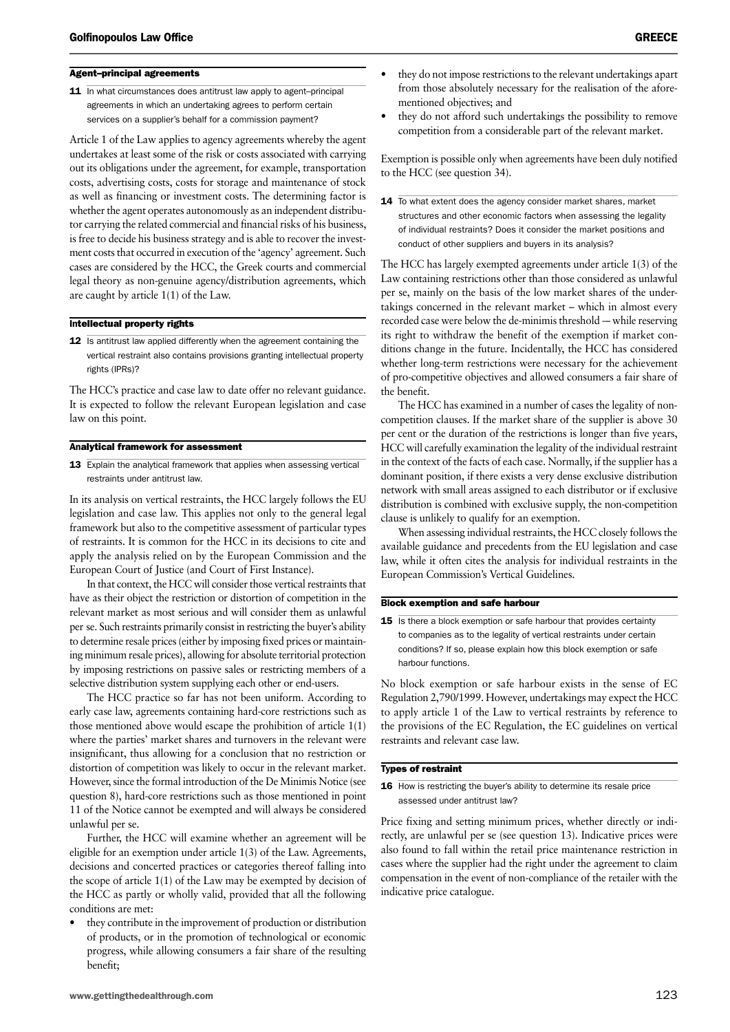## Agent–principal agreements

**11** In what circumstances does antitrust law apply to agent–principal agreements in which an undertaking agrees to perform certain services on a supplier's behalf for a commission payment?

Article 1 of the Law applies to agency agreements whereby the agent undertakes at least some of the risk or costs associated with carrying out its obligations under the agreement, for example, transportation costs, advertising costs, costs for storage and maintenance of stock as well as financing or investment costs. The determining factor is whether the agent operates autonomously as an independent distributor carrying the related commercial and financial risks of his business, is free to decide his business strategy and is able to recover the investment costs that occurred in execution of the 'agency' agreement. Such cases are considered by the HCC, the Greek courts and commercial legal theory as non-genuine agency/distribution agreements, which are caught by article 1(1) of the Law.

## Intellectual property rights

**12** Is antitrust law applied differently when the agreement containing the vertical restraint also contains provisions granting intellectual property rights (IPRs)?

The HCC's practice and case law to date offer no relevant guidance. It is expected to follow the relevant European legislation and case law on this point.

## Analytical framework for assessment

**13** Explain the analytical framework that applies when assessing vertical restraints under antitrust law.

In its analysis on vertical restraints, the HCC largely follows the EU legislation and case law. This applies not only to the general legal framework but also to the competitive assessment of particular types of restraints. It is common for the HCC in its decisions to cite and apply the analysis relied on by the European Commission and the European Court of Justice (and Court of First Instance).

In that context, the HCC will consider those vertical restraints that have as their object the restriction or distortion of competition in the relevant market as most serious and will consider them as unlawful per se. Such restraints primarily consist in restricting the buyer's ability to determine resale prices (either by imposing fixed prices or maintaining minimum resale prices), allowing for absolute territorial protection by imposing restrictions on passive sales or restricting members of a selective distribution system supplying each other or end-users.

The HCC practice so far has not been uniform. According to early case law, agreements containing hard-core restrictions such as those mentioned above would escape the prohibition of article 1(1) where the parties' market shares and turnovers in the relevant were insignificant, thus allowing for a conclusion that no restriction or distortion of competition was likely to occur in the relevant market. However, since the formal introduction of the De Minimis Notice (see question 8), hard-core restrictions such as those mentioned in point 11 of the Notice cannot be exempted and will always be considered unlawful per se.

Further, the HCC will examine whether an agreement will be eligible for an exemption under article 1(3) of the Law. Agreements, decisions and concerted practices or categories thereof falling into the scope of article 1(1) of the Law may be exempted by decision of the HCC as partly or wholly valid, provided that all the following conditions are met:

- they contribute in the improvement of production or distribution of products, or in the promotion of technological or economic progress, while allowing consumers a fair share of the resulting benefit;
- they do not impose restrictions to the relevant undertakings apart from those absolutely necessary for the realisation of the aforementioned objectives; and
- they do not afford such undertakings the possibility to remove competition from a considerable part of the relevant market.

Exemption is possible only when agreements have been duly notified to the HCC (see question 34).

**14** To what extent does the agency consider market shares, market structures and other economic factors when assessing the legality of individual restraints? Does it consider the market positions and conduct of other suppliers and buyers in its analysis?

The HCC has largely exempted agreements under article 1(3) of the Law containing restrictions other than those considered as unlawful per se, mainly on the basis of the low market shares of the undertakings concerned in the relevant market – which in almost every recorded case were below the de-minimis threshold — while reserving its right to withdraw the benefit of the exemption if market conditions change in the future. Incidentally, the HCC has considered whether long-term restrictions were necessary for the achievement of pro-competitive objectives and allowed consumers a fair share of the benefit.

The HCC has examined in a number of cases the legality of non-competition clauses. If the market share of the supplier is above 30 per cent or the duration of the restrictions is longer than five years, HCC will carefully examination the legality of the individual restraint in the context of the facts of each case. Normally, if the supplier has a dominant position, if there exists a very dense exclusive distribution network with small areas assigned to each distributor or if exclusive distribution is combined with exclusive supply, the non-competition clause is unlikely to qualify for an exemption.

When assessing individual restraints, the HCC closely follows the available guidance and precedents from the EU legislation and case law, while it often cites the analysis for individual restraints in the European Commission's Vertical Guidelines.

## Block exemption and safe harbour

**15** Is there a block exemption or safe harbour that provides certainty to companies as to the legality of vertical restraints under certain conditions? If so, please explain how this block exemption or safe harbour functions.

No block exemption or safe harbour exists in the sense of EC Regulation 2,790/1999. However, undertakings may expect the HCC to apply article 1 of the Law to vertical restraints by reference to the provisions of the EC Regulation, the EC guidelines on vertical restraints and relevant case law.

## Types of restraint

**16** How is restricting the buyer's ability to determine its resale price assessed under antitrust law?

Price fixing and setting minimum prices, whether directly or indirectly, are unlawful per se (see question 13). Indicative prices were also found to fall within the retail price maintenance restriction in cases where the supplier had the right under the agreement to claim compensation in the event of non-compliance of the retailer with the indicative price catalogue.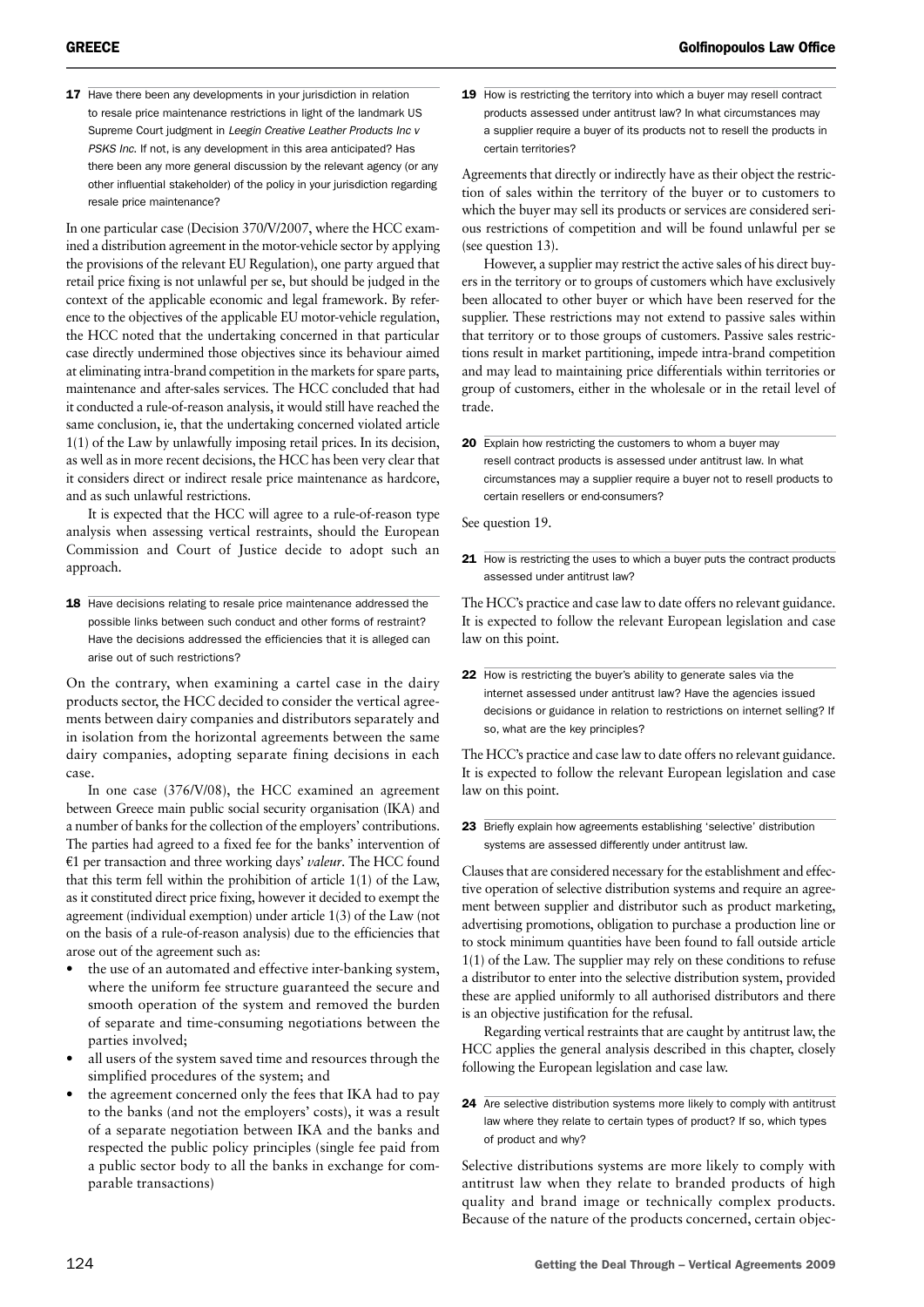**17** Have there been any developments in your jurisdiction in relation to resale price maintenance restrictions in light of the landmark US Supreme Court judgment in *Leegin Creative Leather Products Inc v PSKS Inc.* If not, is any development in this area anticipated? Has there been any more general discussion by the relevant agency (or any other influential stakeholder) of the policy in your jurisdiction regarding resale price maintenance?

In one particular case (Decision 370/V/2007, where the HCC examined a distribution agreement in the motor-vehicle sector by applying the provisions of the relevant EU Regulation), one party argued that retail price fixing is not unlawful per se, but should be judged in the context of the applicable economic and legal framework. By reference to the objectives of the applicable EU motor-vehicle regulation, the HCC noted that the undertaking concerned in that particular case directly undermined those objectives since its behaviour aimed at eliminating intra-brand competition in the markets for spare parts, maintenance and after-sales services. The HCC concluded that had it conducted a rule-of-reason analysis, it would still have reached the same conclusion, ie, that the undertaking concerned violated article 1(1) of the Law by unlawfully imposing retail prices. In its decision, as well as in more recent decisions, the HCC has been very clear that it considers direct or indirect resale price maintenance as hardcore, and as such unlawful restrictions.

It is expected that the HCC will agree to a rule-of-reason type analysis when assessing vertical restraints, should the European Commission and Court of Justice decide to adopt such an approach.

**18** Have decisions relating to resale price maintenance addressed the possible links between such conduct and other forms of restraint? Have the decisions addressed the efficiencies that it is alleged can arise out of such restrictions?

On the contrary, when examining a cartel case in the dairy products sector, the HCC decided to consider the vertical agreements between dairy companies and distributors separately and in isolation from the horizontal agreements between the same dairy companies, adopting separate fining decisions in each case.

In one case (376/V/08), the HCC examined an agreement between Greece main public social security organisation (IKA) and a number of banks for the collection of the employers' contributions. The parties had agreed to a fixed fee for the banks' intervention of €1 per transaction and three working days' *valeur*. The HCC found that this term fell within the prohibition of article 1(1) of the Law, as it constituted direct price fixing, however it decided to exempt the agreement (individual exemption) under article 1(3) of the Law (not on the basis of a rule-of-reason analysis) due to the efficiencies that arose out of the agreement such as:

- the use of an automated and effective inter-banking system, where the uniform fee structure guaranteed the secure and smooth operation of the system and removed the burden of separate and time-consuming negotiations between the parties involved;
- all users of the system saved time and resources through the simplified procedures of the system; and
- the agreement concerned only the fees that IKA had to pay to the banks (and not the employers' costs), it was a result of a separate negotiation between IKA and the banks and respected the public policy principles (single fee paid from a public sector body to all the banks in exchange for comparable transactions)

**19** How is restricting the territory into which a buyer may resell contract products assessed under antitrust law? In what circumstances may a supplier require a buyer of its products not to resell the products in certain territories?

Agreements that directly or indirectly have as their object the restriction of sales within the territory of the buyer or to customers to which the buyer may sell its products or services are considered serious restrictions of competition and will be found unlawful per se (see question 13).

However, a supplier may restrict the active sales of his direct buyers in the territory or to groups of customers which have exclusively been allocated to other buyer or which have been reserved for the supplier. These restrictions may not extend to passive sales within that territory or to those groups of customers. Passive sales restrictions result in market partitioning, impede intra-brand competition and may lead to maintaining price differentials within territories or group of customers, either in the wholesale or in the retail level of trade.

**20** Explain how restricting the customers to whom a buyer may resell contract products is assessed under antitrust law. In what circumstances may a supplier require a buyer not to resell products to certain resellers or end-consumers?

See question 19.

**21** How is restricting the uses to which a buyer puts the contract products assessed under antitrust law?

The HCC's practice and case law to date offers no relevant guidance. It is expected to follow the relevant European legislation and case law on this point.

**22** How is restricting the buyer's ability to generate sales via the internet assessed under antitrust law? Have the agencies issued decisions or guidance in relation to restrictions on internet selling? If so, what are the key principles?

The HCC's practice and case law to date offers no relevant guidance. It is expected to follow the relevant European legislation and case law on this point.

**23** Briefly explain how agreements establishing 'selective' distribution systems are assessed differently under antitrust law.

Clauses that are considered necessary for the establishment and effective operation of selective distribution systems and require an agreement between supplier and distributor such as product marketing, advertising promotions, obligation to purchase a production line or to stock minimum quantities have been found to fall outside article 1(1) of the Law. The supplier may rely on these conditions to refuse a distributor to enter into the selective distribution system, provided these are applied uniformly to all authorised distributors and there is an objective justification for the refusal.

Regarding vertical restraints that are caught by antitrust law, the HCC applies the general analysis described in this chapter, closely following the European legislation and case law.

**24** Are selective distribution systems more likely to comply with antitrust law where they relate to certain types of product? If so, which types of product and why?

Selective distributions systems are more likely to comply with antitrust law when they relate to branded products of high quality and brand image or technically complex products. Because of the nature of the products concerned, certain objec-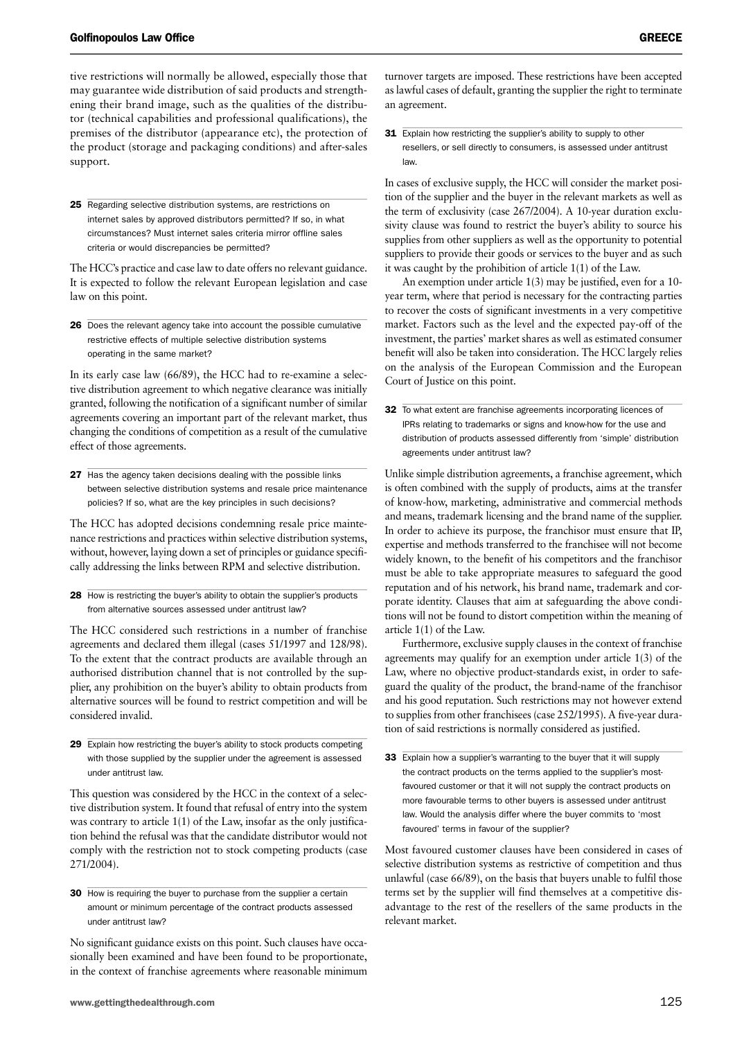tive restrictions will normally be allowed, especially those that may guarantee wide distribution of said products and strengthening their brand image, such as the qualities of the distributor (technical capabilities and professional qualifications), the premises of the distributor (appearance etc), the protection of the product (storage and packaging conditions) and after-sales support.

**25** Regarding selective distribution systems, are restrictions on internet sales by approved distributors permitted? If so, in what circumstances? Must internet sales criteria mirror offline sales criteria or would discrepancies be permitted?

The HCC's practice and case law to date offers no relevant guidance. It is expected to follow the relevant European legislation and case law on this point.

**26** Does the relevant agency take into account the possible cumulative restrictive effects of multiple selective distribution systems operating in the same market?

In its early case law (66/89), the HCC had to re-examine a selective distribution agreement to which negative clearance was initially granted, following the notification of a significant number of similar agreements covering an important part of the relevant market, thus changing the conditions of competition as a result of the cumulative effect of those agreements.

**27** Has the agency taken decisions dealing with the possible links between selective distribution systems and resale price maintenance policies? If so, what are the key principles in such decisions?

The HCC has adopted decisions condemning resale price maintenance restrictions and practices within selective distribution systems, without, however, laying down a set of principles or guidance specifically addressing the links between RPM and selective distribution.

**28** How is restricting the buyer's ability to obtain the supplier's products from alternative sources assessed under antitrust law?

The HCC considered such restrictions in a number of franchise agreements and declared them illegal (cases 51/1997 and 128/98). To the extent that the contract products are available through an authorised distribution channel that is not controlled by the supplier, any prohibition on the buyer's ability to obtain products from alternative sources will be found to restrict competition and will be considered invalid.

**29** Explain how restricting the buyer's ability to stock products competing with those supplied by the supplier under the agreement is assessed under antitrust law.

This question was considered by the HCC in the context of a selective distribution system. It found that refusal of entry into the system was contrary to article 1(1) of the Law, insofar as the only justification behind the refusal was that the candidate distributor would not comply with the restriction not to stock competing products (case 271/2004).

**30** How is requiring the buyer to purchase from the supplier a certain amount or minimum percentage of the contract products assessed under antitrust law?

No significant guidance exists on this point. Such clauses have occasionally been examined and have been found to be proportionate, in the context of franchise agreements where reasonable minimum turnover targets are imposed. These restrictions have been accepted as lawful cases of default, granting the supplier the right to terminate an agreement.

**31** Explain how restricting the supplier's ability to supply to other resellers, or sell directly to consumers, is assessed under antitrust law.

In cases of exclusive supply, the HCC will consider the market position of the supplier and the buyer in the relevant markets as well as the term of exclusivity (case 267/2004). A 10-year duration exclusivity clause was found to restrict the buyer's ability to source his supplies from other suppliers as well as the opportunity to potential suppliers to provide their goods or services to the buyer and as such it was caught by the prohibition of article 1(1) of the Law.

An exemption under article 1(3) may be justified, even for a 10-year term, where that period is necessary for the contracting parties to recover the costs of significant investments in a very competitive market. Factors such as the level and the expected pay-off of the investment, the parties' market shares as well as estimated consumer benefit will also be taken into consideration. The HCC largely relies on the analysis of the European Commission and the European Court of Justice on this point.

**32** To what extent are franchise agreements incorporating licences of IPRs relating to trademarks or signs and know-how for the use and distribution of products assessed differently from 'simple' distribution agreements under antitrust law?

Unlike simple distribution agreements, a franchise agreement, which is often combined with the supply of products, aims at the transfer of know-how, marketing, administrative and commercial methods and means, trademark licensing and the brand name of the supplier. In order to achieve its purpose, the franchisor must ensure that IP, expertise and methods transferred to the franchisee will not become widely known, to the benefit of his competitors and the franchisor must be able to take appropriate measures to safeguard the good reputation and of his network, his brand name, trademark and corporate identity. Clauses that aim at safeguarding the above conditions will not be found to distort competition within the meaning of article 1(1) of the Law.

Furthermore, exclusive supply clauses in the context of franchise agreements may qualify for an exemption under article 1(3) of the Law, where no objective product-standards exist, in order to safeguard the quality of the product, the brand-name of the franchisor and his good reputation. Such restrictions may not however extend to supplies from other franchisees (case 252/1995). A five-year duration of said restrictions is normally considered as justified.

**33** Explain how a supplier's warranting to the buyer that it will supply the contract products on the terms applied to the supplier's most-favoured customer or that it will not supply the contract products on more favourable terms to other buyers is assessed under antitrust law. Would the analysis differ where the buyer commits to 'most favoured' terms in favour of the supplier?

Most favoured customer clauses have been considered in cases of selective distribution systems as restrictive of competition and thus unlawful (case 66/89), on the basis that buyers unable to fulfil those terms set by the supplier will find themselves at a competitive disadvantage to the rest of the resellers of the same products in the relevant market.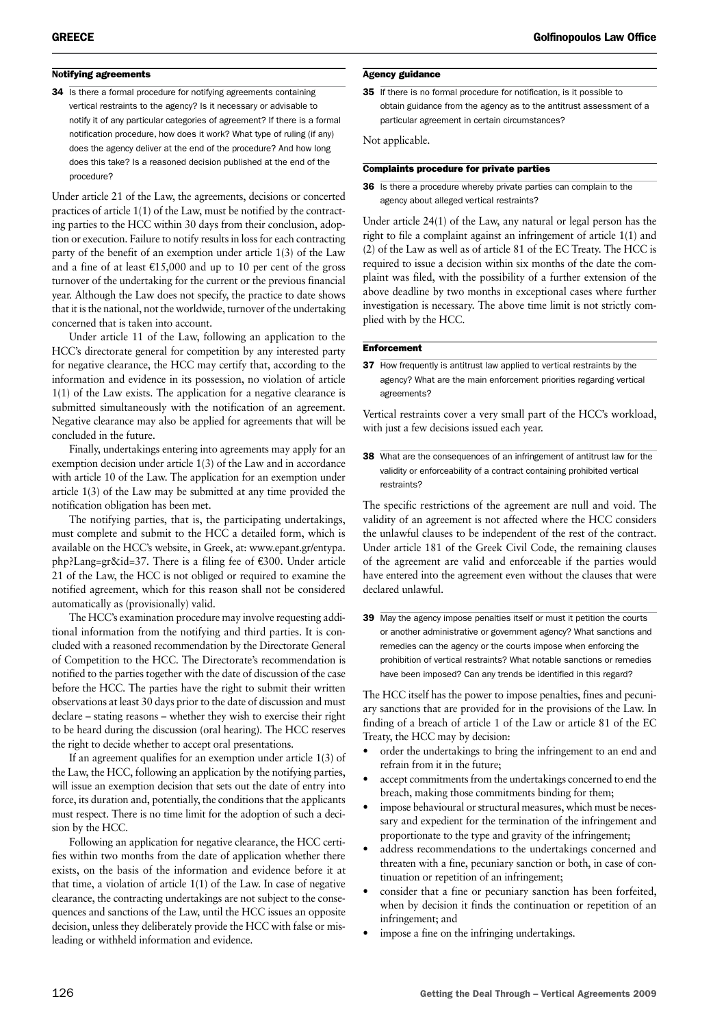### Notifying agreements

**34** Is there a formal procedure for notifying agreements containing vertical restraints to the agency? Is it necessary or advisable to notify it of any particular categories of agreement? If there is a formal notification procedure, how does it work? What type of ruling (if any) does the agency deliver at the end of the procedure? And how long does this take? Is a reasoned decision published at the end of the procedure?

Under article 21 of the Law, the agreements, decisions or concerted practices of article 1(1) of the Law, must be notified by the contracting parties to the HCC within 30 days from their conclusion, adoption or execution. Failure to notify results in loss for each contracting party of the benefit of an exemption under article 1(3) of the Law and a fine of at least €15,000 and up to 10 per cent of the gross turnover of the undertaking for the current or the previous financial year. Although the Law does not specify, the practice to date shows that it is the national, not the worldwide, turnover of the undertaking concerned that is taken into account.

Under article 11 of the Law, following an application to the HCC's directorate general for competition by any interested party for negative clearance, the HCC may certify that, according to the information and evidence in its possession, no violation of article 1(1) of the Law exists. The application for a negative clearance is submitted simultaneously with the notification of an agreement. Negative clearance may also be applied for agreements that will be concluded in the future.

Finally, undertakings entering into agreements may apply for an exemption decision under article 1(3) of the Law and in accordance with article 10 of the Law. The application for an exemption under article 1(3) of the Law may be submitted at any time provided the notification obligation has been met.

The notifying parties, that is, the participating undertakings, must complete and submit to the HCC a detailed form, which is available on the HCC's website, in Greek, at: www.epant.gr/entypa.php?Lang=gr&id=37. There is a filing fee of €300. Under article 21 of the Law, the HCC is not obliged or required to examine the notified agreement, which for this reason shall not be considered automatically as (provisionally) valid.

The HCC's examination procedure may involve requesting additional information from the notifying and third parties. It is concluded with a reasoned recommendation by the Directorate General of Competition to the HCC. The Directorate's recommendation is notified to the parties together with the date of discussion of the case before the HCC. The parties have the right to submit their written observations at least 30 days prior to the date of discussion and must declare – stating reasons – whether they wish to exercise their right to be heard during the discussion (oral hearing). The HCC reserves the right to decide whether to accept oral presentations.

If an agreement qualifies for an exemption under article 1(3) of the Law, the HCC, following an application by the notifying parties, will issue an exemption decision that sets out the date of entry into force, its duration and, potentially, the conditions that the applicants must respect. There is no time limit for the adoption of such a decision by the HCC.

Following an application for negative clearance, the HCC certifies within two months from the date of application whether there exists, on the basis of the information and evidence before it at that time, a violation of article 1(1) of the Law. In case of negative clearance, the contracting undertakings are not subject to the consequences and sanctions of the Law, until the HCC issues an opposite decision, unless they deliberately provide the HCC with false or misleading or withheld information and evidence.

### Agency guidance

**35** If there is no formal procedure for notification, is it possible to obtain guidance from the agency as to the antitrust assessment of a particular agreement in certain circumstances?

Not applicable.

### Complaints procedure for private parties

**36** Is there a procedure whereby private parties can complain to the agency about alleged vertical restraints?

Under article 24(1) of the Law, any natural or legal person has the right to file a complaint against an infringement of article 1(1) and (2) of the Law as well as of article 81 of the EC Treaty. The HCC is required to issue a decision within six months of the date the complaint was filed, with the possibility of a further extension of the above deadline by two months in exceptional cases where further investigation is necessary. The above time limit is not strictly complied with by the HCC.

### Enforcement

**37** How frequently is antitrust law applied to vertical restraints by the agency? What are the main enforcement priorities regarding vertical agreements?

Vertical restraints cover a very small part of the HCC's workload, with just a few decisions issued each year.

**38** What are the consequences of an infringement of antitrust law for the validity or enforceability of a contract containing prohibited vertical restraints?

The specific restrictions of the agreement are null and void. The validity of an agreement is not affected where the HCC considers the unlawful clauses to be independent of the rest of the contract. Under article 181 of the Greek Civil Code, the remaining clauses of the agreement are valid and enforceable if the parties would have entered into the agreement even without the clauses that were declared unlawful.

**39** May the agency impose penalties itself or must it petition the courts or another administrative or government agency? What sanctions and remedies can the agency or the courts impose when enforcing the prohibition of vertical restraints? What notable sanctions or remedies have been imposed? Can any trends be identified in this regard?

The HCC itself has the power to impose penalties, fines and pecuniary sanctions that are provided for in the provisions of the Law. In finding of a breach of article 1 of the Law or article 81 of the EC Treaty, the HCC may by decision:

- order the undertakings to bring the infringement to an end and refrain from it in the future;
- accept commitments from the undertakings concerned to end the breach, making those commitments binding for them;
- impose behavioural or structural measures, which must be necessary and expedient for the termination of the infringement and proportionate to the type and gravity of the infringement;
- address recommendations to the undertakings concerned and threaten with a fine, pecuniary sanction or both, in case of continuation or repetition of an infringement;
- consider that a fine or pecuniary sanction has been forfeited, when by decision it finds the continuation or repetition of an infringement; and
- impose a fine on the infringing undertakings.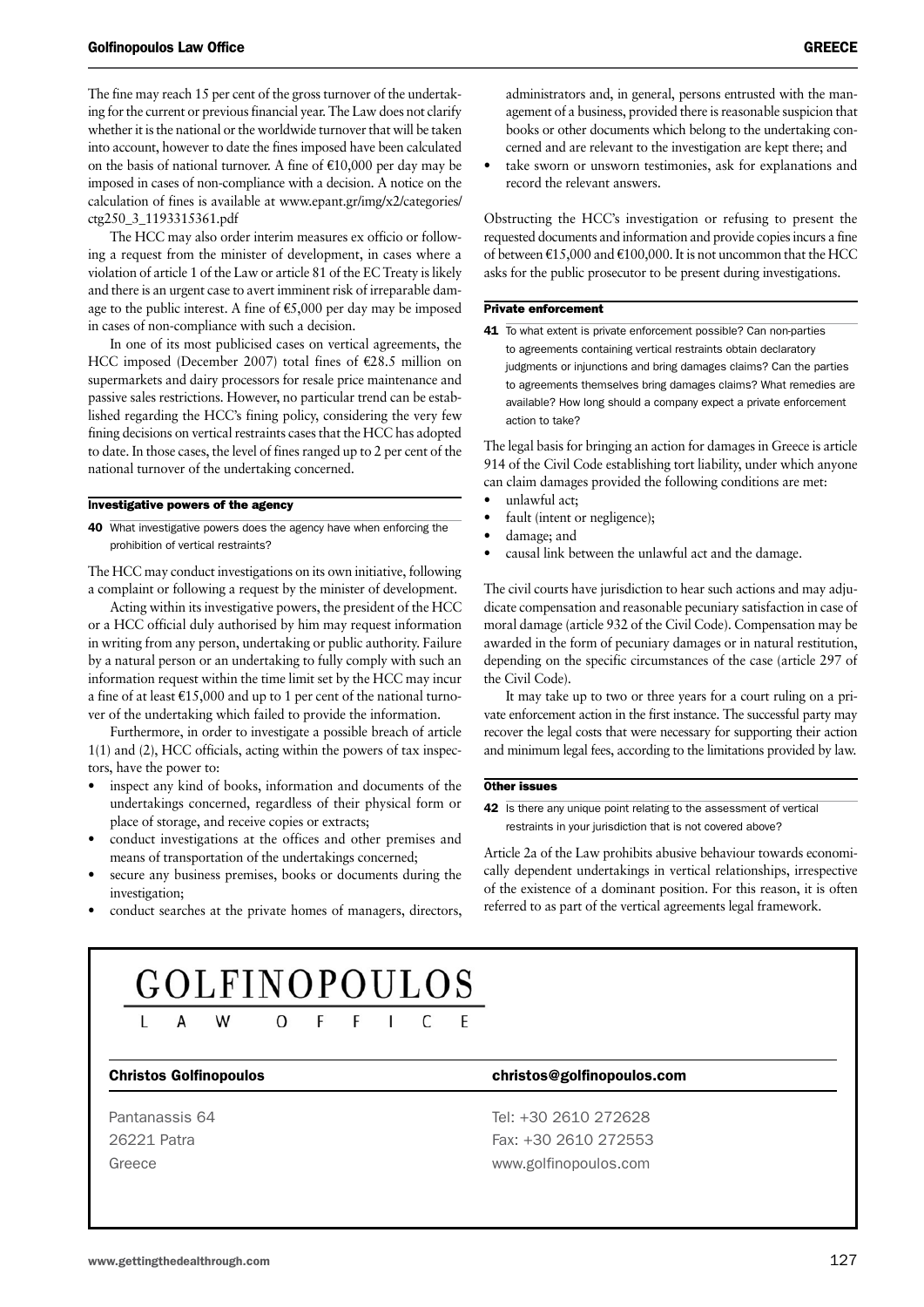The fine may reach 15 per cent of the gross turnover of the undertaking for the current or previous financial year. The Law does not clarify whether it is the national or the worldwide turnover that will be taken into account, however to date the fines imposed have been calculated on the basis of national turnover. A fine of €10,000 per day may be imposed in cases of non-compliance with a decision. A notice on the calculation of fines is available at www.epant.gr/img/x2/categories/ctg250_3_1193315361.pdf

The HCC may also order interim measures ex officio or following a request from the minister of development, in cases where a violation of article 1 of the Law or article 81 of the EC Treaty is likely and there is an urgent case to avert imminent risk of irreparable damage to the public interest. A fine of €5,000 per day may be imposed in cases of non-compliance with such a decision.

In one of its most publicised cases on vertical agreements, the HCC imposed (December 2007) total fines of €28.5 million on supermarkets and dairy processors for resale price maintenance and passive sales restrictions. However, no particular trend can be established regarding the HCC's fining policy, considering the very few fining decisions on vertical restraints cases that the HCC has adopted to date. In those cases, the level of fines ranged up to 2 per cent of the national turnover of the undertaking concerned.

### Investigative powers of the agency

**40** What investigative powers does the agency have when enforcing the prohibition of vertical restraints?

The HCC may conduct investigations on its own initiative, following a complaint or following a request by the minister of development.

Acting within its investigative powers, the president of the HCC or a HCC official duly authorised by him may request information in writing from any person, undertaking or public authority. Failure by a natural person or an undertaking to fully comply with such an information request within the time limit set by the HCC may incur a fine of at least €15,000 and up to 1 per cent of the national turnover of the undertaking which failed to provide the information.

Furthermore, in order to investigate a possible breach of article 1(1) and (2), HCC officials, acting within the powers of tax inspectors, have the power to:

- inspect any kind of books, information and documents of the undertakings concerned, regardless of their physical form or place of storage, and receive copies or extracts;
- conduct investigations at the offices and other premises and means of transportation of the undertakings concerned;
- secure any business premises, books or documents during the investigation;
- conduct searches at the private homes of managers, directors, administrators and, in general, persons entrusted with the management of a business, provided there is reasonable suspicion that books or other documents which belong to the undertaking concerned and are relevant to the investigation are kept there; and
- take sworn or unsworn testimonies, ask for explanations and record the relevant answers.

Obstructing the HCC's investigation or refusing to present the requested documents and information and provide copies incurs a fine of between €15,000 and €100,000. It is not uncommon that the HCC asks for the public prosecutor to be present during investigations.

### Private enforcement

**41** To what extent is private enforcement possible? Can non-parties to agreements containing vertical restraints obtain declaratory judgments or injunctions and bring damages claims? Can the parties to agreements themselves bring damages claims? What remedies are available? How long should a company expect a private enforcement action to take?

The legal basis for bringing an action for damages in Greece is article 914 of the Civil Code establishing tort liability, under which anyone can claim damages provided the following conditions are met:

- unlawful act;
- fault (intent or negligence);
- damage; and
- causal link between the unlawful act and the damage.

The civil courts have jurisdiction to hear such actions and may adjudicate compensation and reasonable pecuniary satisfaction in case of moral damage (article 932 of the Civil Code). Compensation may be awarded in the form of pecuniary damages or in natural restitution, depending on the specific circumstances of the case (article 297 of the Civil Code).

It may take up to two or three years for a court ruling on a private enforcement action in the first instance. The successful party may recover the legal costs that were necessary for supporting their action and minimum legal fees, according to the limitations provided by law.

### Other issues

**42** Is there any unique point relating to the assessment of vertical restraints in your jurisdiction that is not covered above?

Article 2a of the Law prohibits abusive behaviour towards economically dependent undertakings in vertical relationships, irrespective of the existence of a dominant position. For this reason, it is often referred to as part of the vertical agreements legal framework.

---

**GOLFINOPOULOS**
L A W O F F I C E

| **Christos Golfinopoulos** | **christos@golfinopoulos.com** |
|---|---|
| Pantanassis 64 | Tel: +30 2610 272628 |
| 26221 Patra | Fax: +30 2610 272553 |
| Greece | www.golfinopoulos.com |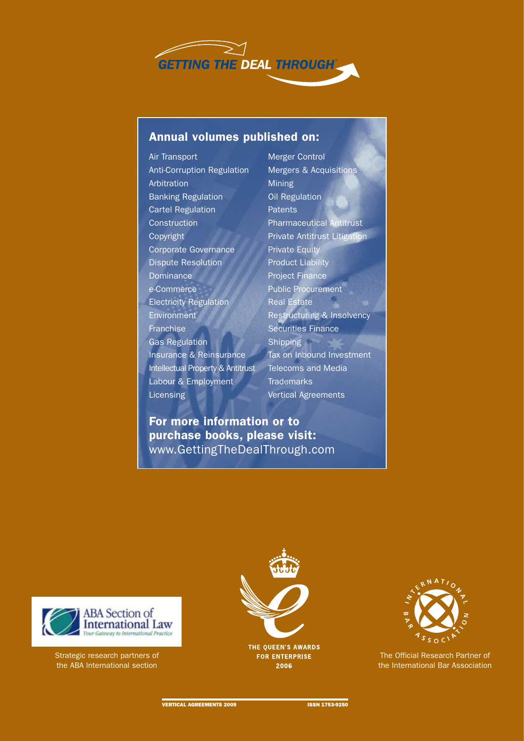GETTING THE DEAL THROUGH®

## Annual volumes published on:

- Air Transport
- Anti-Corruption Regulation
- Arbitration
- Banking Regulation
- Cartel Regulation
- Construction
- Copyright
- Corporate Governance
- Dispute Resolution
- Dominance
- e-Commerce
- Electricity Regulation
- Environment
- Franchise
- Gas Regulation
- Insurance & Reinsurance
- Intellectual Property & Antitrust
- Labour & Employment
- Licensing
- Merger Control
- Mergers & Acquisitions
- Mining
- Oil Regulation
- Patents
- Pharmaceutical Antitrust
- Private Antitrust Litigation
- Private Equity
- Product Liability
- Project Finance
- Public Procurement
- Real Estate
- Restructuring & Insolvency
- Securities Finance
- Shipping
- Tax on Inbound Investment
- Telecoms and Media
- Trademarks
- Vertical Agreements

**For more information or to purchase books, please visit:**
www.GettingTheDealThrough.com

ABA Section of International Law
Your Gateway to International Practice

Strategic research partners of the ABA International section

THE QUEEN'S AWARDS FOR ENTERPRISE 2006

INTERNATIONAL BAR ASSOCIATION

The Official Research Partner of the International Bar Association

VERTICAL AGREEMENTS 2009 ISSN 1753-9250